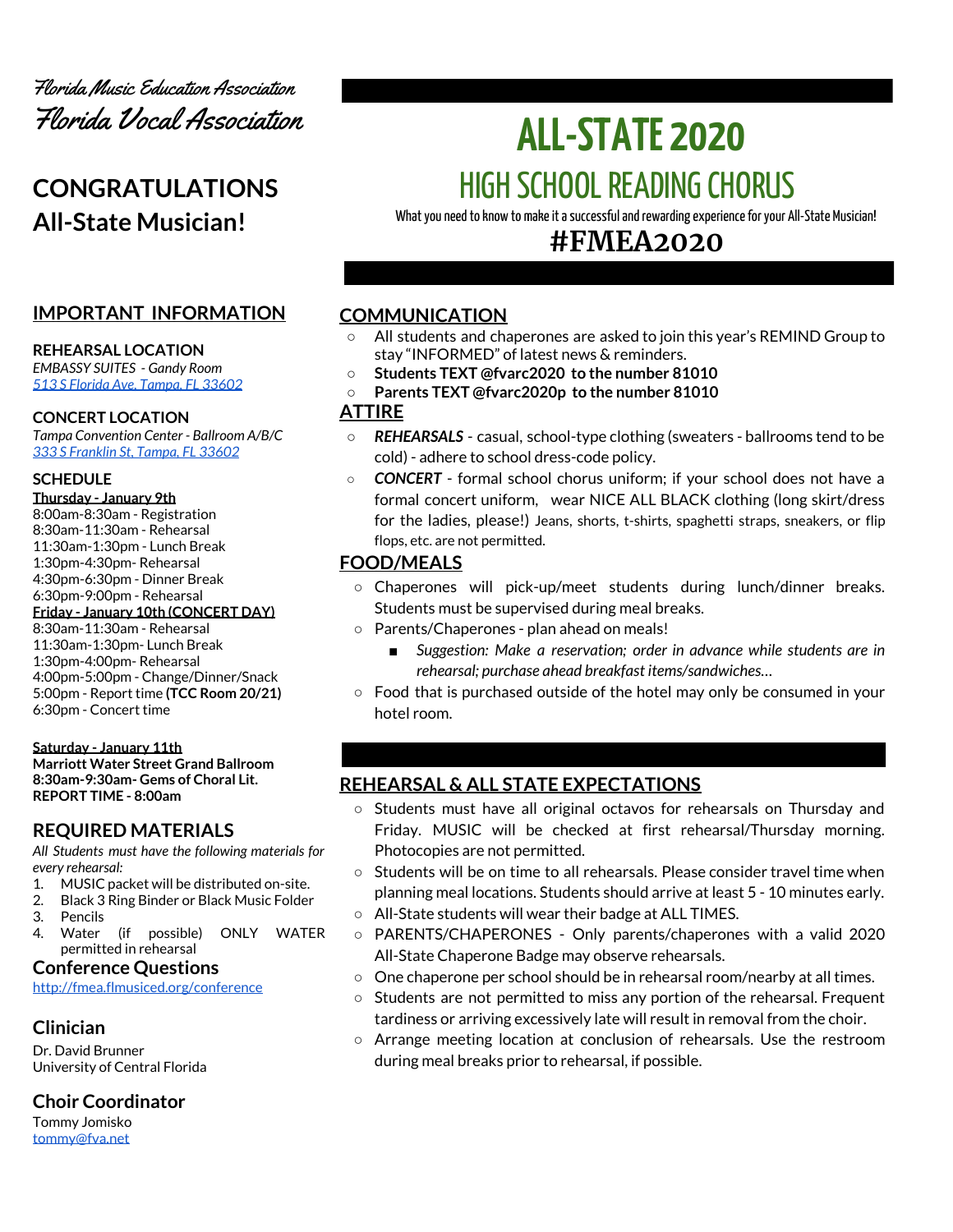Florida Music Education Association

Florida Vocal Association

# ALL-STATE 2020

## HIGH SCHOOL READING CHORUS

What you need to know to make it a successful and rewarding experience for your All-State Musician!

## #FMEA2020

## CONGRATULATIONS All-State Musician!

## IMPORTANT INFORMATION

**REHEARSAL LOCATION**
*EMBASSY SUITES - Gandy Room*
[*513 S Florida Ave, Tampa, FL 33602*](#)

**CONCERT LOCATION**
*Tampa Convention Center - Ballroom A/B/C*
[*333 S Franklin St, Tampa, FL 33602*](#)

**SCHEDULE**

**Thursday - January 9th**
8:00am-8:30am - Registration
8:30am-11:30am - Rehearsal
11:30am-1:30pm - Lunch Break
1:30pm-4:30pm- Rehearsal
4:30pm-6:30pm - Dinner Break
6:30pm-9:00pm - Rehearsal

**Friday - January 10th (CONCERT DAY)**
8:30am-11:30am - Rehearsal
11:30am-1:30pm- Lunch Break
1:30pm-4:00pm- Rehearsal
4:00pm-5:00pm - Change/Dinner/Snack
5:00pm - Report time **(TCC Room 20/21)**
6:30pm - Concert time

**Saturday - January 11th**
**Marriott Water Street Grand Ballroom**
**8:30am-9:30am- Gems of Choral Lit.**
**REPORT TIME - 8:00am**

## REQUIRED MATERIALS

*All Students must have the following materials for every rehearsal:*

1. MUSIC packet will be distributed on-site.
2. Black 3 Ring Binder or Black Music Folder
3. Pencils
4. Water (if possible) ONLY WATER permitted in rehearsal

## Conference Questions

http://fmea.flmusiced.org/conference

## Clinician

Dr. David Brunner
University of Central Florida

## Choir Coordinator

Tommy Jomisko
tommy@fva.net

## COMMUNICATION

- All students and chaperones are asked to join this year's REMIND Group to stay "INFORMED" of latest news & reminders.
- **Students TEXT @fvarc2020 to the number 81010**
- **Parents TEXT @fvarc2020p to the number 81010**

## ATTIRE

- ***REHEARSALS*** - casual, school-type clothing (sweaters - ballrooms tend to be cold) - adhere to school dress-code policy.
- ***CONCERT*** - formal school chorus uniform; if your school does not have a formal concert uniform, wear NICE ALL BLACK clothing (long skirt/dress for the ladies, please!) Jeans, shorts, t-shirts, spaghetti straps, sneakers, or flip flops, etc. are not permitted.

## FOOD/MEALS

- Chaperones will pick-up/meet students during lunch/dinner breaks. Students must be supervised during meal breaks.
- Parents/Chaperones - plan ahead on meals!
  - *Suggestion: Make a reservation; order in advance while students are in rehearsal; purchase ahead breakfast items/sandwiches…*
- Food that is purchased outside of the hotel may only be consumed in your hotel room.

## REHEARSAL & ALL STATE EXPECTATIONS

- Students must have all original octavos for rehearsals on Thursday and Friday. MUSIC will be checked at first rehearsal/Thursday morning. Photocopies are not permitted.
- Students will be on time to all rehearsals. Please consider travel time when planning meal locations. Students should arrive at least 5 - 10 minutes early.
- All-State students will wear their badge at ALL TIMES.
- PARENTS/CHAPERONES - Only parents/chaperones with a valid 2020 All-State Chaperone Badge may observe rehearsals.
- One chaperone per school should be in rehearsal room/nearby at all times.
- Students are not permitted to miss any portion of the rehearsal. Frequent tardiness or arriving excessively late will result in removal from the choir.
- Arrange meeting location at conclusion of rehearsals. Use the restroom during meal breaks prior to rehearsal, if possible.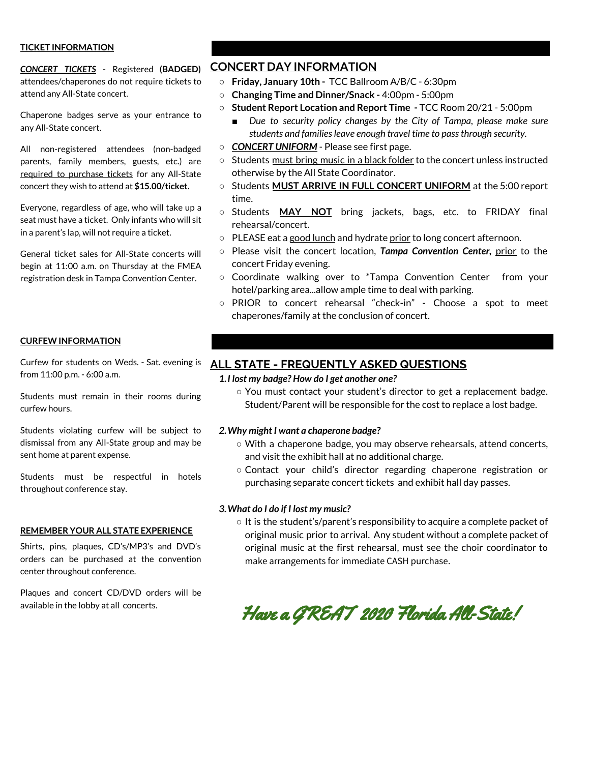**TICKET INFORMATION**

***CONCERT TICKETS*** - Registered **(BADGED)** attendees/chaperones do not require tickets to attend any All-State concert.

Chaperone badges serve as your entrance to any All-State concert.

All non-registered attendees (non-badged parents, family members, guests, etc.) are required to purchase tickets for any All-State concert they wish to attend at **$15.00/ticket.**

Everyone, regardless of age, who will take up a seat must have a ticket. Only infants who will sit in a parent's lap, will not require a ticket.

General ticket sales for All-State concerts will begin at 11:00 a.m. on Thursday at the FMEA registration desk in Tampa Convention Center.

**CURFEW INFORMATION**

Curfew for students on Weds. - Sat. evening is from 11:00 p.m. - 6:00 a.m.

Students must remain in their rooms during curfew hours.

Students violating curfew will be subject to dismissal from any All-State group and may be sent home at parent expense.

Students must be respectful in hotels throughout conference stay.

**REMEMBER YOUR ALL STATE EXPERIENCE**

Shirts, pins, plaques, CD's/MP3's and DVD's orders can be purchased at the convention center throughout conference.

Plaques and concert CD/DVD orders will be available in the lobby at all concerts.

## CONCERT DAY INFORMATION

- **Friday, January 10th -** TCC Ballroom A/B/C - 6:30pm
- **Changing Time and Dinner/Snack -** 4:00pm - 5:00pm
- **Student Report Location and Report Time -** TCC Room 20/21 - 5:00pm
  - *Due to security policy changes by the City of Tampa, please make sure students and families leave enough travel time to pass through security.*
- ***CONCERT UNIFORM*** - Please see first page.
- Students must bring music in a black folder to the concert unless instructed otherwise by the All State Coordinator.
- Students **MUST ARRIVE IN FULL CONCERT UNIFORM** at the 5:00 report time.
- Students **MAY NOT** bring jackets, bags, etc. to FRIDAY final rehearsal/concert.
- PLEASE eat a good lunch and hydrate prior to long concert afternoon.
- Please visit the concert location, ***Tampa Convention Center,*** prior to the concert Friday evening.
- Coordinate walking over to *Tampa Convention Center from your hotel/parking area...allow ample time to deal with parking.
- PRIOR to concert rehearsal "check-in" - Choose a spot to meet chaperones/family at the conclusion of concert.

## ALL STATE - FREQUENTLY ASKED QUESTIONS

***1. I lost my badge? How do I get another one?***

- You must contact your student's director to get a replacement badge. Student/Parent will be responsible for the cost to replace a lost badge.

***2. Why might I want a chaperone badge?***

- With a chaperone badge, you may observe rehearsals, attend concerts, and visit the exhibit hall at no additional charge.
- Contact your child's director regarding chaperone registration or purchasing separate concert tickets and exhibit hall day passes.

***3. What do I do if I lost my music?***

- It is the student's/parent's responsibility to acquire a complete packet of original music prior to arrival. Any student without a complete packet of original music at the first rehearsal, must see the choir coordinator to make arrangements for immediate CASH purchase.

*Have a GREAT 2020 Florida All-State!*